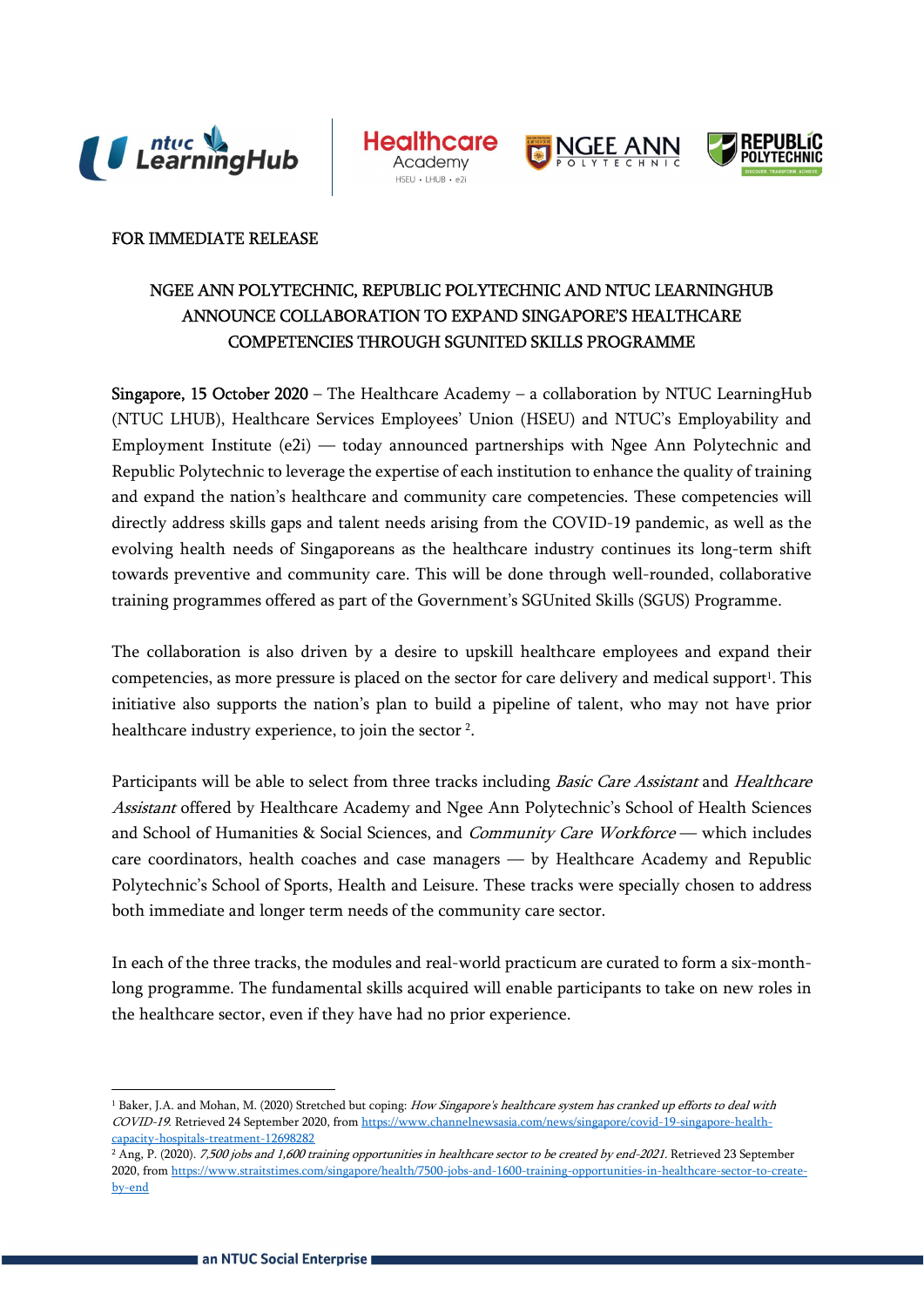FOR IMMEDIATE RELEASE

# NGEE ANN POLYTECHNIC, REPUBLIC POLYTECHNIC AND NTUC LEARNINGHUB ANNOUNCE COLLABORATION TO EXPAND SINGAPORE'S HEALTHCARE COMPETENCIES THROUGH SGUNITED SKILLS PROGRAMME

**Singapore, 15 October 2020** – The Healthcare Academy – a collaboration by NTUC LearningHub (NTUC LHUB), Healthcare Services Employees' Union (HSEU) and NTUC's Employability and Employment Institute (e2i) — today announced partnerships with Ngee Ann Polytechnic and Republic Polytechnic to leverage the expertise of each institution to enhance the quality of training and expand the nation's healthcare and community care competencies. These competencies will directly address skills gaps and talent needs arising from the COVID-19 pandemic, as well as the evolving health needs of Singaporeans as the healthcare industry continues its long-term shift towards preventive and community care. This will be done through well-rounded, collaborative training programmes offered as part of the Government's SGUnited Skills (SGUS) Programme.

The collaboration is also driven by a desire to upskill healthcare employees and expand their competencies, as more pressure is placed on the sector for care delivery and medical support[1]. This initiative also supports the nation's plan to build a pipeline of talent, who may not have prior healthcare industry experience, to join the sector [2].

Participants will be able to select from three tracks including *Basic Care Assistant* and *Healthcare Assistant* offered by Healthcare Academy and Ngee Ann Polytechnic's School of Health Sciences and School of Humanities & Social Sciences, and *Community Care Workforce* — which includes care coordinators, health coaches and case managers — by Healthcare Academy and Republic Polytechnic's School of Sports, Health and Leisure. These tracks were specially chosen to address both immediate and longer term needs of the community care sector.

In each of the three tracks, the modules and real-world practicum are curated to form a six-month-long programme. The fundamental skills acquired will enable participants to take on new roles in the healthcare sector, even if they have had no prior experience.

---

[1] Baker, J.A. and Mohan, M. (2020) Stretched but coping: *How Singapore's healthcare system has cranked up efforts to deal with COVID-19*. Retrieved 24 September 2020, from https://www.channelnewsasia.com/news/singapore/covid-19-singapore-health-capacity-hospitals-treatment-12698282

[2] Ang, P. (2020). *7,500 jobs and 1,600 training opportunities in healthcare sector to be created by end-2021*. Retrieved 23 September 2020, from https://www.straitstimes.com/singapore/health/7500-jobs-and-1600-training-opportunities-in-healthcare-sector-to-create-by-end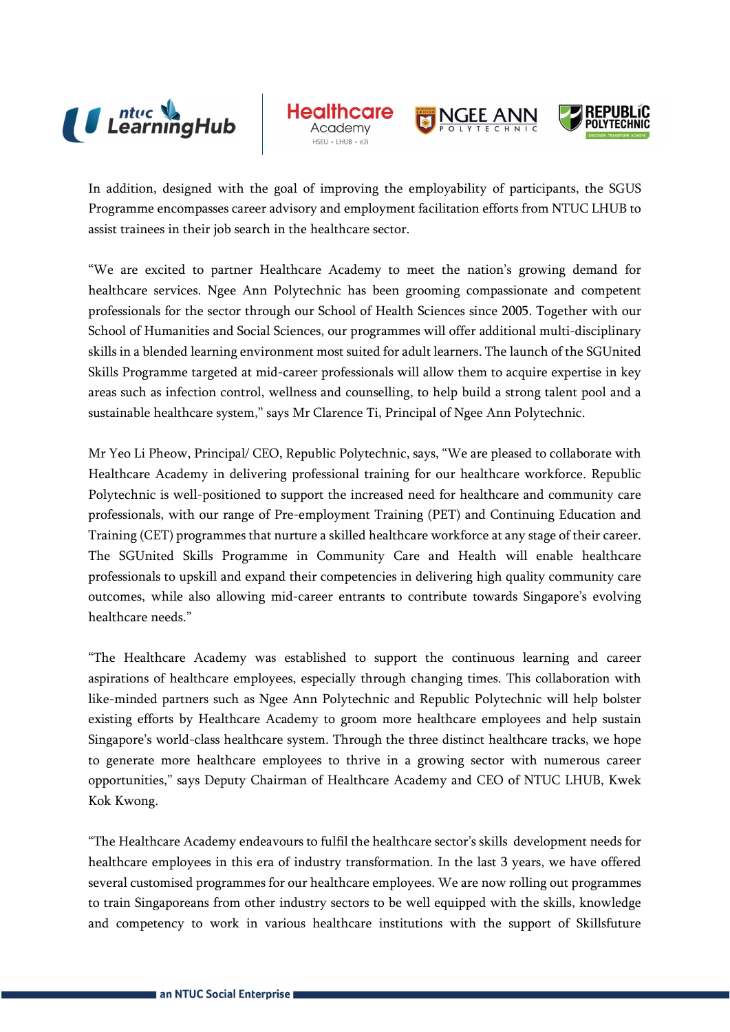In addition, designed with the goal of improving the employability of participants, the SGUS Programme encompasses career advisory and employment facilitation efforts from NTUC LHUB to assist trainees in their job search in the healthcare sector.

"We are excited to partner Healthcare Academy to meet the nation's growing demand for healthcare services. Ngee Ann Polytechnic has been grooming compassionate and competent professionals for the sector through our School of Health Sciences since 2005. Together with our School of Humanities and Social Sciences, our programmes will offer additional multi-disciplinary skills in a blended learning environment most suited for adult learners. The launch of the SGUnited Skills Programme targeted at mid-career professionals will allow them to acquire expertise in key areas such as infection control, wellness and counselling, to help build a strong talent pool and a sustainable healthcare system," says Mr Clarence Ti, Principal of Ngee Ann Polytechnic.

Mr Yeo Li Pheow, Principal/ CEO, Republic Polytechnic, says, "We are pleased to collaborate with Healthcare Academy in delivering professional training for our healthcare workforce. Republic Polytechnic is well-positioned to support the increased need for healthcare and community care professionals, with our range of Pre-employment Training (PET) and Continuing Education and Training (CET) programmes that nurture a skilled healthcare workforce at any stage of their career. The SGUnited Skills Programme in Community Care and Health will enable healthcare professionals to upskill and expand their competencies in delivering high quality community care outcomes, while also allowing mid-career entrants to contribute towards Singapore's evolving healthcare needs."

"The Healthcare Academy was established to support the continuous learning and career aspirations of healthcare employees, especially through changing times. This collaboration with like-minded partners such as Ngee Ann Polytechnic and Republic Polytechnic will help bolster existing efforts by Healthcare Academy to groom more healthcare employees and help sustain Singapore's world-class healthcare system. Through the three distinct healthcare tracks, we hope to generate more healthcare employees to thrive in a growing sector with numerous career opportunities," says Deputy Chairman of Healthcare Academy and CEO of NTUC LHUB, Kwek Kok Kwong.

"The Healthcare Academy endeavours to fulfil the healthcare sector's skills development needs for healthcare employees in this era of industry transformation. In the last 3 years, we have offered several customised programmes for our healthcare employees. We are now rolling out programmes to train Singaporeans from other industry sectors to be well equipped with the skills, knowledge and competency to work in various healthcare institutions with the support of Skillsfuture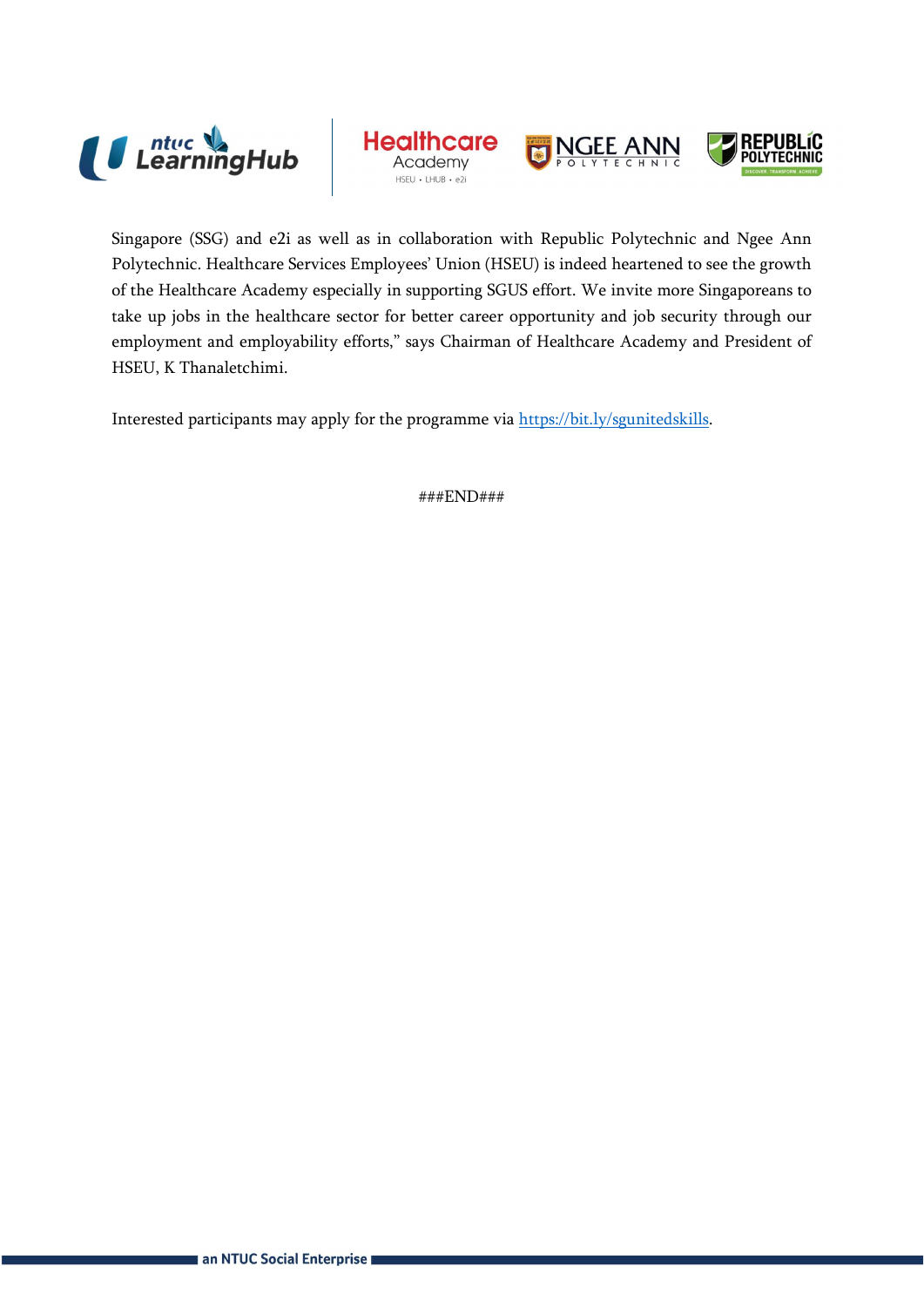Singapore (SSG) and e2i as well as in collaboration with Republic Polytechnic and Ngee Ann Polytechnic. Healthcare Services Employees' Union (HSEU) is indeed heartened to see the growth of the Healthcare Academy especially in supporting SGUS effort. We invite more Singaporeans to take up jobs in the healthcare sector for better career opportunity and job security through our employment and employability efforts," says Chairman of Healthcare Academy and President of HSEU, K Thanaletchimi.

Interested participants may apply for the programme via [https://bit.ly/sgunitedskills](https://bit.ly/sgunitedskills).

###END###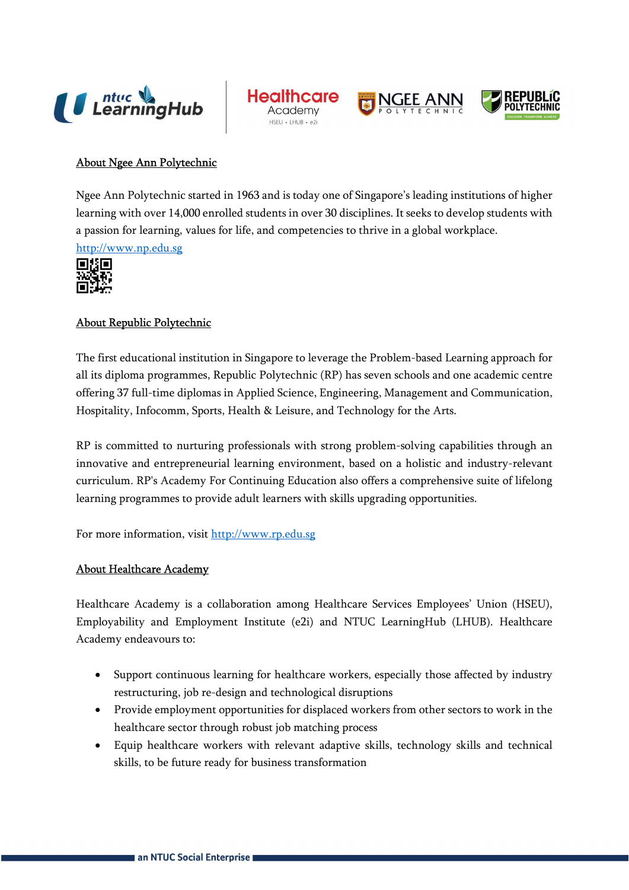## About Ngee Ann Polytechnic

Ngee Ann Polytechnic started in 1963 and is today one of Singapore's leading institutions of higher learning with over 14,000 enrolled students in over 30 disciplines. It seeks to develop students with a passion for learning, values for life, and competencies to thrive in a global workplace.

http://www.np.edu.sg

## About Republic Polytechnic

The first educational institution in Singapore to leverage the Problem-based Learning approach for all its diploma programmes, Republic Polytechnic (RP) has seven schools and one academic centre offering 37 full-time diplomas in Applied Science, Engineering, Management and Communication, Hospitality, Infocomm, Sports, Health & Leisure, and Technology for the Arts.

RP is committed to nurturing professionals with strong problem-solving capabilities through an innovative and entrepreneurial learning environment, based on a holistic and industry-relevant curriculum. RP's Academy For Continuing Education also offers a comprehensive suite of lifelong learning programmes to provide adult learners with skills upgrading opportunities.

For more information, visit http://www.rp.edu.sg

## About Healthcare Academy

Healthcare Academy is a collaboration among Healthcare Services Employees' Union (HSEU), Employability and Employment Institute (e2i) and NTUC LearningHub (LHUB). Healthcare Academy endeavours to:

- Support continuous learning for healthcare workers, especially those affected by industry restructuring, job re-design and technological disruptions
- Provide employment opportunities for displaced workers from other sectors to work in the healthcare sector through robust job matching process
- Equip healthcare workers with relevant adaptive skills, technology skills and technical skills, to be future ready for business transformation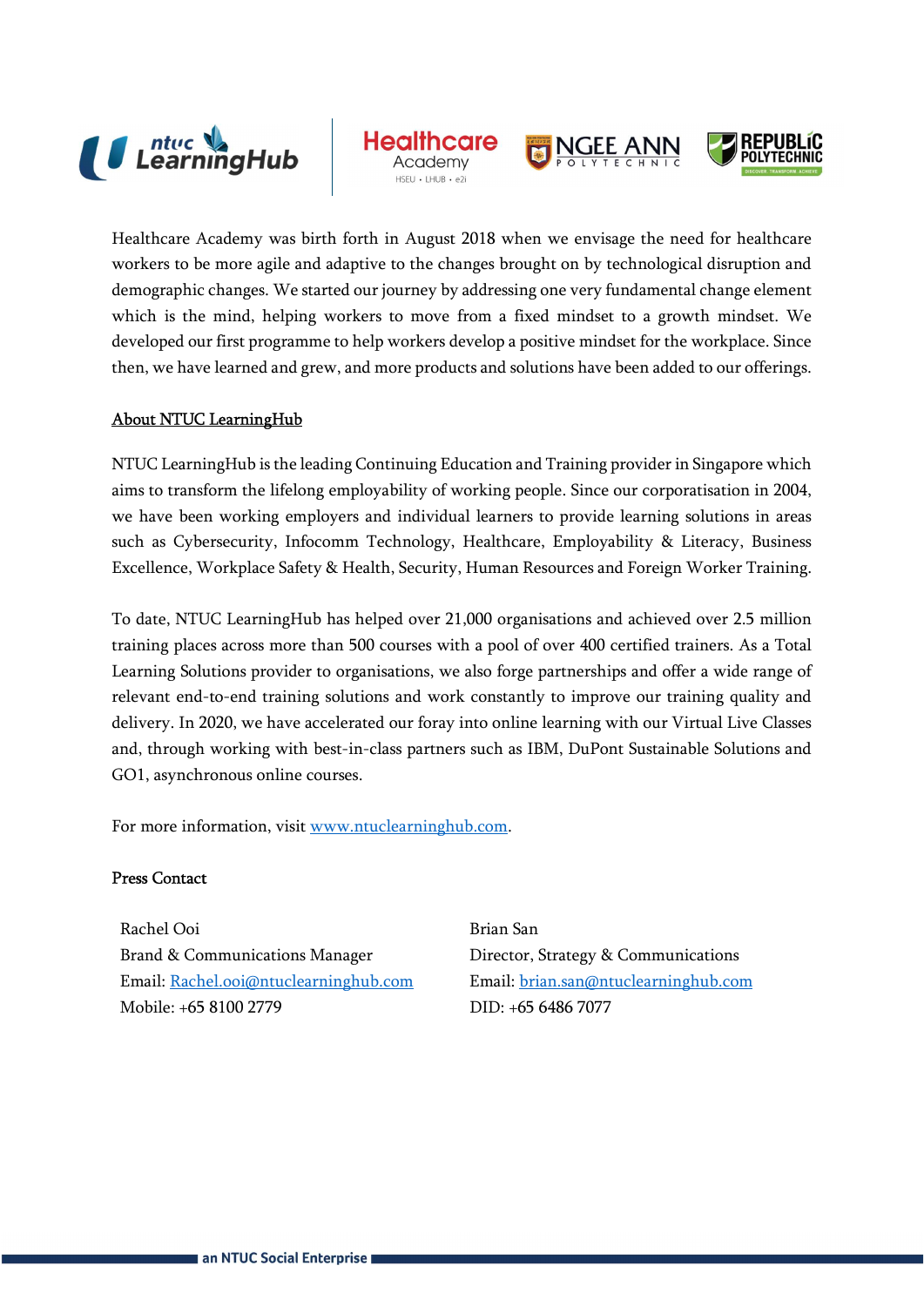Healthcare Academy was birth forth in August 2018 when we envisage the need for healthcare workers to be more agile and adaptive to the changes brought on by technological disruption and demographic changes. We started our journey by addressing one very fundamental change element which is the mind, helping workers to move from a fixed mindset to a growth mindset. We developed our first programme to help workers develop a positive mindset for the workplace. Since then, we have learned and grew, and more products and solutions have been added to our offerings.

## About NTUC LearningHub

NTUC LearningHub is the leading Continuing Education and Training provider in Singapore which aims to transform the lifelong employability of working people. Since our corporatisation in 2004, we have been working employers and individual learners to provide learning solutions in areas such as Cybersecurity, Infocomm Technology, Healthcare, Employability & Literacy, Business Excellence, Workplace Safety & Health, Security, Human Resources and Foreign Worker Training.

To date, NTUC LearningHub has helped over 21,000 organisations and achieved over 2.5 million training places across more than 500 courses with a pool of over 400 certified trainers. As a Total Learning Solutions provider to organisations, we also forge partnerships and offer a wide range of relevant end-to-end training solutions and work constantly to improve our training quality and delivery. In 2020, we have accelerated our foray into online learning with our Virtual Live Classes and, through working with best-in-class partners such as IBM, DuPont Sustainable Solutions and GO1, asynchronous online courses.

For more information, visit www.ntuclearninghub.com.

**Press Contact**

Rachel Ooi
Brand & Communications Manager
Email: Rachel.ooi@ntuclearninghub.com
Mobile: +65 8100 2779

Brian San
Director, Strategy & Communications
Email: brian.san@ntuclearninghub.com
DID: +65 6486 7077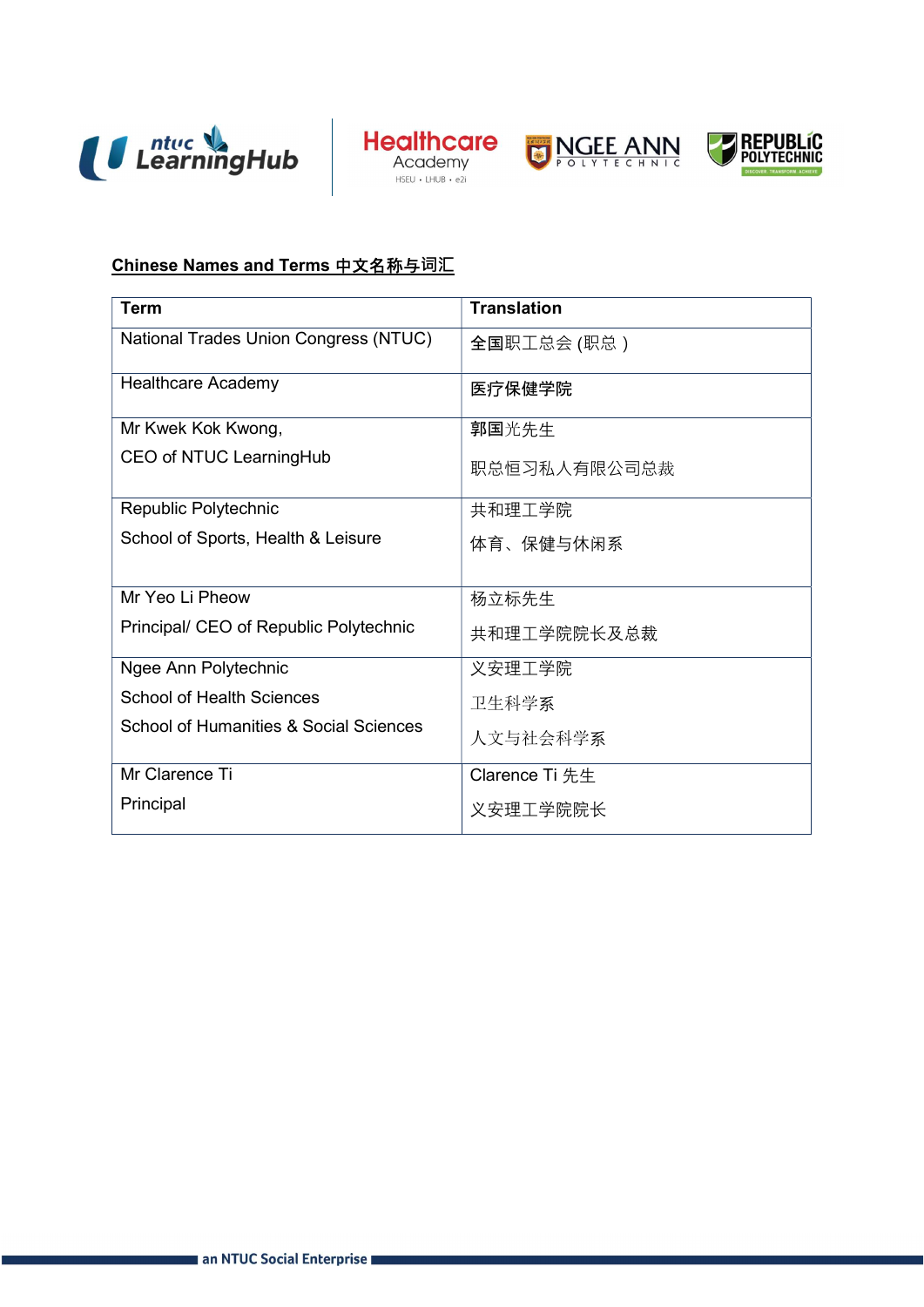**Chinese Names and Terms 中文名称与词汇**

| Term | Translation |
|---|---|
| National Trades Union Congress (NTUC) | 全国职工总会 (职总 ) |
| Healthcare Academy | 医疗保健学院 |
| Mr Kwek Kok Kwong,<br>CEO of NTUC LearningHub | 郭国光先生<br>职总恒习私人有限公司总裁 |
| Republic Polytechnic<br>School of Sports, Health & Leisure | 共和理工学院<br>体育、保健与休闲系 |
| Mr Yeo Li Pheow<br>Principal/ CEO of Republic Polytechnic | 杨立标先生<br>共和理工学院院长及总裁 |
| Ngee Ann Polytechnic<br>School of Health Sciences<br>School of Humanities & Social Sciences | 义安理工学院<br>卫生科学系<br>人文与社会科学系 |
| Mr Clarence Ti<br>Principal | Clarence Ti 先生<br>义安理工学院院长 |